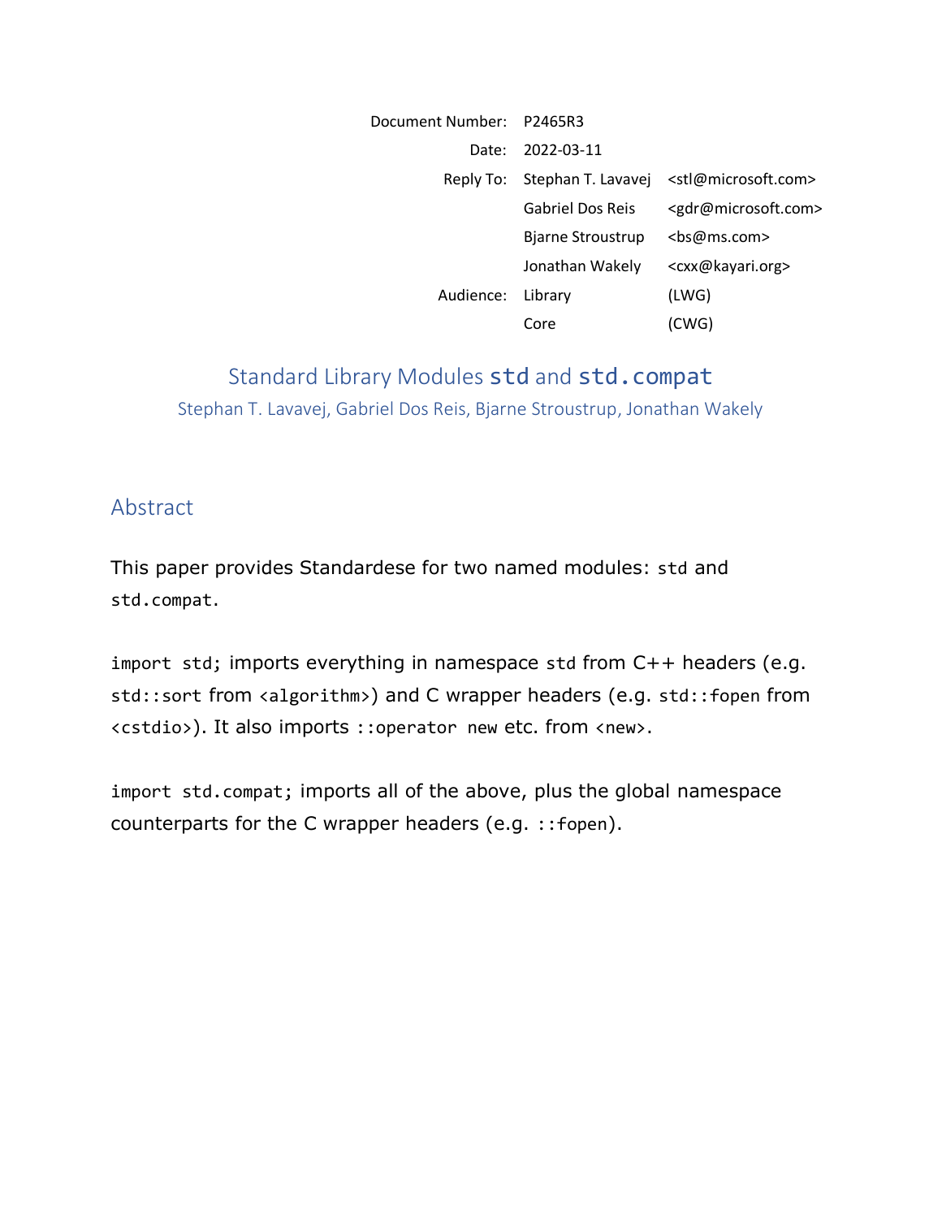| | | |
|---|---|---|
| Document Number: | P2465R3 | |
| Date: | 2022-03-11 | |
| Reply To: | Stephan T. Lavavej | <stl@microsoft.com> |
| | Gabriel Dos Reis | <gdr@microsoft.com> |
| | Bjarne Stroustrup | <bs@ms.com> |
| | Jonathan Wakely | <cxx@kayari.org> |
| Audience: | Library | (LWG) |
| | Core | (CWG) |

# Standard Library Modules `std` and `std.compat`

Stephan T. Lavavej, Gabriel Dos Reis, Bjarne Stroustrup, Jonathan Wakely

## Abstract

This paper provides Standardese for two named modules: `std` and `std.compat`.

`import std;` imports everything in namespace `std` from C++ headers (e.g. `std::sort` from `<algorithm>`) and C wrapper headers (e.g. `std::fopen` from `<cstdio>`). It also imports `::operator new` etc. from `<new>`.

`import std.compat;` imports all of the above, plus the global namespace counterparts for the C wrapper headers (e.g. `::fopen`).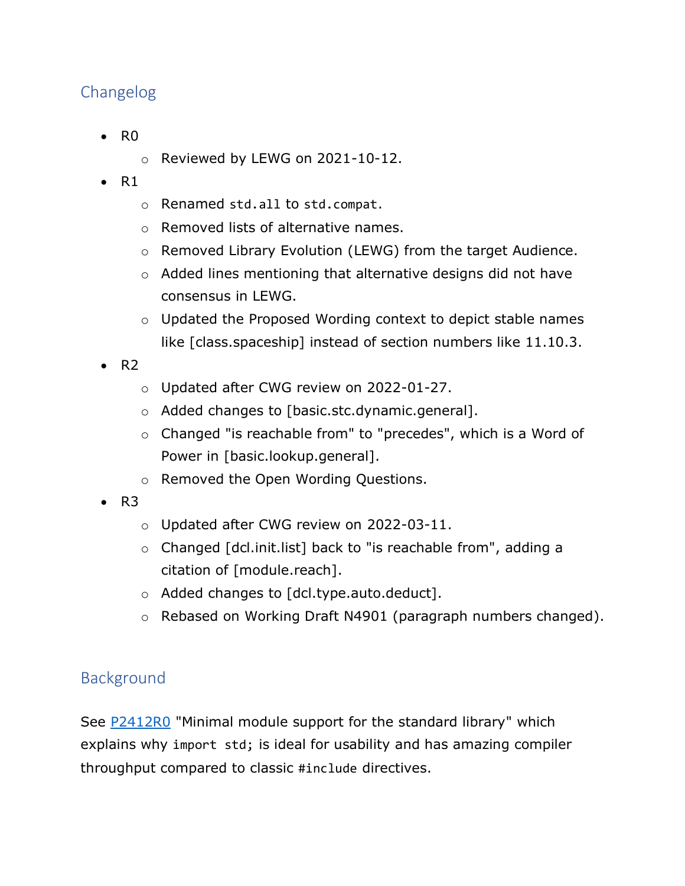## Changelog

- R0
  - Reviewed by LEWG on 2021-10-12.
- R1
  - Renamed `std.all` to `std.compat`.
  - Removed lists of alternative names.
  - Removed Library Evolution (LEWG) from the target Audience.
  - Added lines mentioning that alternative designs did not have consensus in LEWG.
  - Updated the Proposed Wording context to depict stable names like [class.spaceship] instead of section numbers like 11.10.3.
- R2
  - Updated after CWG review on 2022-01-27.
  - Added changes to [basic.stc.dynamic.general].
  - Changed "is reachable from" to "precedes", which is a Word of Power in [basic.lookup.general].
  - Removed the Open Wording Questions.
- R3
  - Updated after CWG review on 2022-03-11.
  - Changed [dcl.init.list] back to "is reachable from", adding a citation of [module.reach].
  - Added changes to [dcl.type.auto.deduct].
  - Rebased on Working Draft N4901 (paragraph numbers changed).

## Background

See [P2412R0](P2412R0) "Minimal module support for the standard library" which explains why `import std;` is ideal for usability and has amazing compiler throughput compared to classic `#include` directives.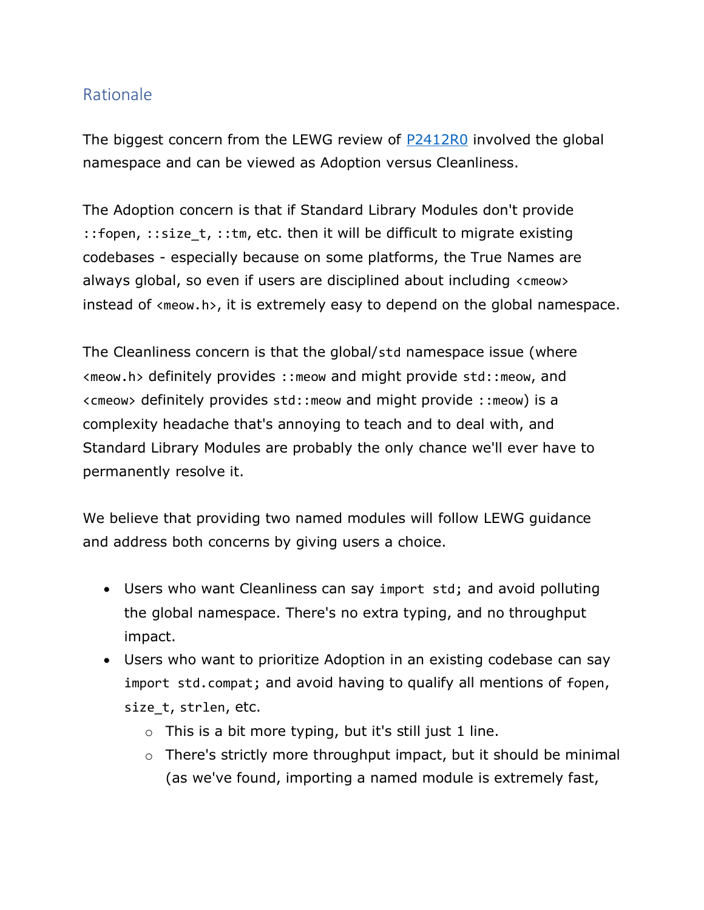## Rationale

The biggest concern from the LEWG review of [P2412R0](#) involved the global namespace and can be viewed as Adoption versus Cleanliness.

The Adoption concern is that if Standard Library Modules don't provide `::fopen`, `::size_t`, `::tm`, etc. then it will be difficult to migrate existing codebases - especially because on some platforms, the True Names are always global, so even if users are disciplined about including `<cmeow>` instead of `<meow.h>`, it is extremely easy to depend on the global namespace.

The Cleanliness concern is that the global/`std` namespace issue (where `<meow.h>` definitely provides `::meow` and might provide `std::meow`, and `<cmeow>` definitely provides `std::meow` and might provide `::meow`) is a complexity headache that's annoying to teach and to deal with, and Standard Library Modules are probably the only chance we'll ever have to permanently resolve it.

We believe that providing two named modules will follow LEWG guidance and address both concerns by giving users a choice.

- Users who want Cleanliness can say `import std;` and avoid polluting the global namespace. There's no extra typing, and no throughput impact.
- Users who want to prioritize Adoption in an existing codebase can say `import std.compat;` and avoid having to qualify all mentions of `fopen`, `size_t`, `strlen`, etc.
  - This is a bit more typing, but it's still just 1 line.
  - There's strictly more throughput impact, but it should be minimal (as we've found, importing a named module is extremely fast,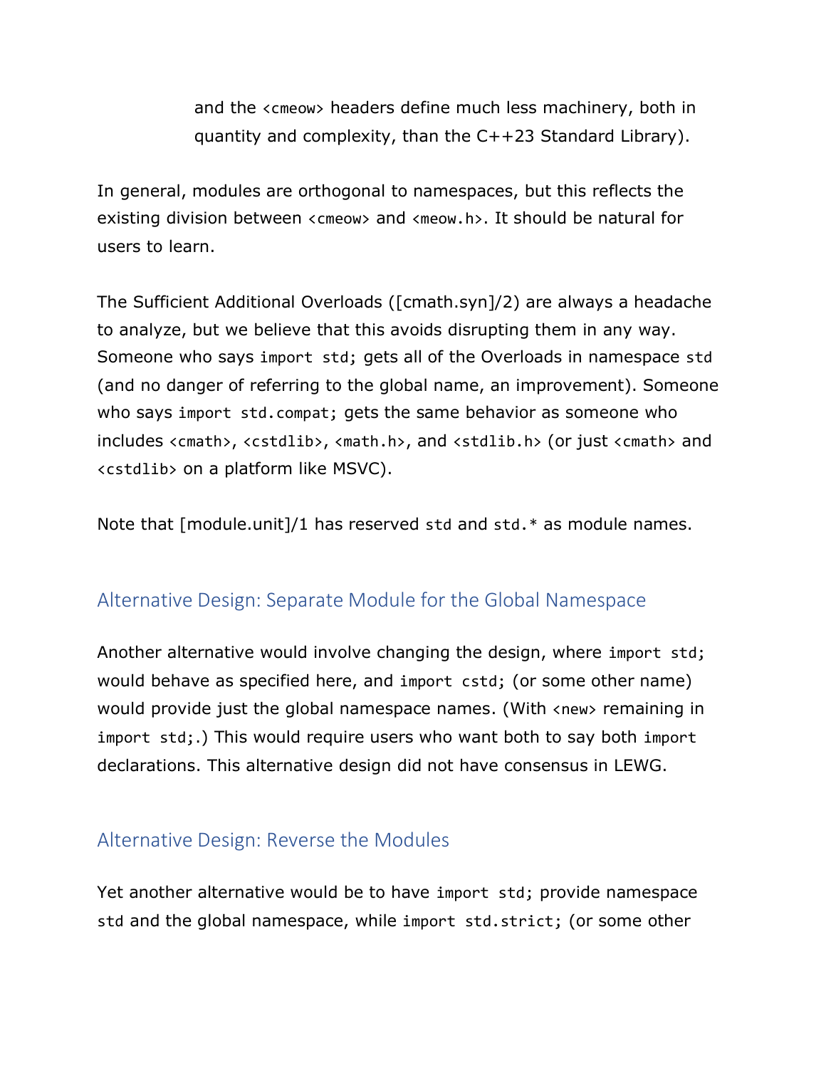and the `<cmeow>` headers define much less machinery, both in quantity and complexity, than the C++23 Standard Library).

In general, modules are orthogonal to namespaces, but this reflects the existing division between `<cmeow>` and `<meow.h>`. It should be natural for users to learn.

The Sufficient Additional Overloads ([cmath.syn]/2) are always a headache to analyze, but we believe that this avoids disrupting them in any way. Someone who says `import std;` gets all of the Overloads in namespace `std` (and no danger of referring to the global name, an improvement). Someone who says `import std.compat;` gets the same behavior as someone who includes `<cmath>`, `<cstdlib>`, `<math.h>`, and `<stdlib.h>` (or just `<cmath>` and `<cstdlib>` on a platform like MSVC).

Note that [module.unit]/1 has reserved `std` and `std.*` as module names.

## Alternative Design: Separate Module for the Global Namespace

Another alternative would involve changing the design, where `import std;` would behave as specified here, and `import cstd;` (or some other name) would provide just the global namespace names. (With `<new>` remaining in `import std;`.) This would require users who want both to say both `import` declarations. This alternative design did not have consensus in LEWG.

## Alternative Design: Reverse the Modules

Yet another alternative would be to have `import std;` provide namespace `std` and the global namespace, while `import std.strict;` (or some other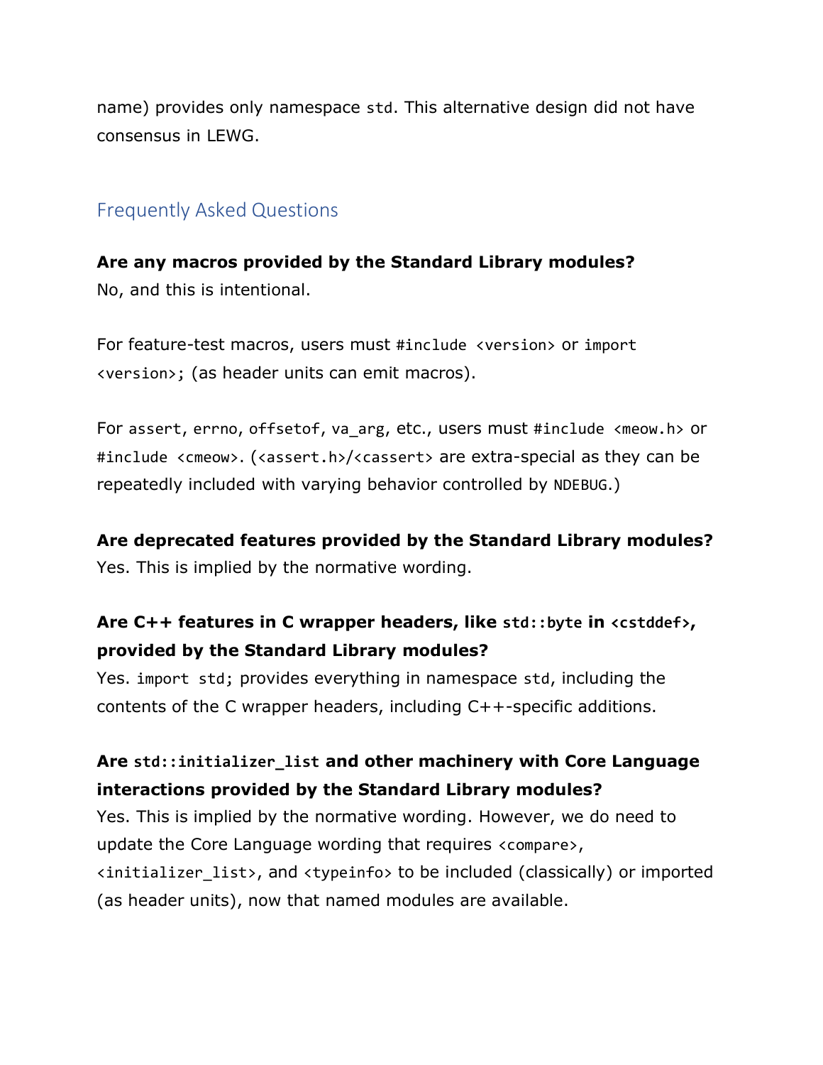name) provides only namespace `std`. This alternative design did not have consensus in LEWG.

## Frequently Asked Questions

**Are any macros provided by the Standard Library modules?**
No, and this is intentional.

For feature-test macros, users must `#include <version>` or `import <version>;` (as header units can emit macros).

For `assert`, `errno`, `offsetof`, `va_arg`, etc., users must `#include <meow.h>` or `#include <cmeow>`. (`<assert.h>`/`<cassert>` are extra-special as they can be repeatedly included with varying behavior controlled by `NDEBUG`.)

**Are deprecated features provided by the Standard Library modules?**
Yes. This is implied by the normative wording.

**Are C++ features in C wrapper headers, like `std::byte` in `<cstddef>`, provided by the Standard Library modules?**
Yes. `import std;` provides everything in namespace `std`, including the contents of the C wrapper headers, including C++-specific additions.

**Are `std::initializer_list` and other machinery with Core Language interactions provided by the Standard Library modules?**
Yes. This is implied by the normative wording. However, we do need to update the Core Language wording that requires `<compare>`, `<initializer_list>`, and `<typeinfo>` to be included (classically) or imported (as header units), now that named modules are available.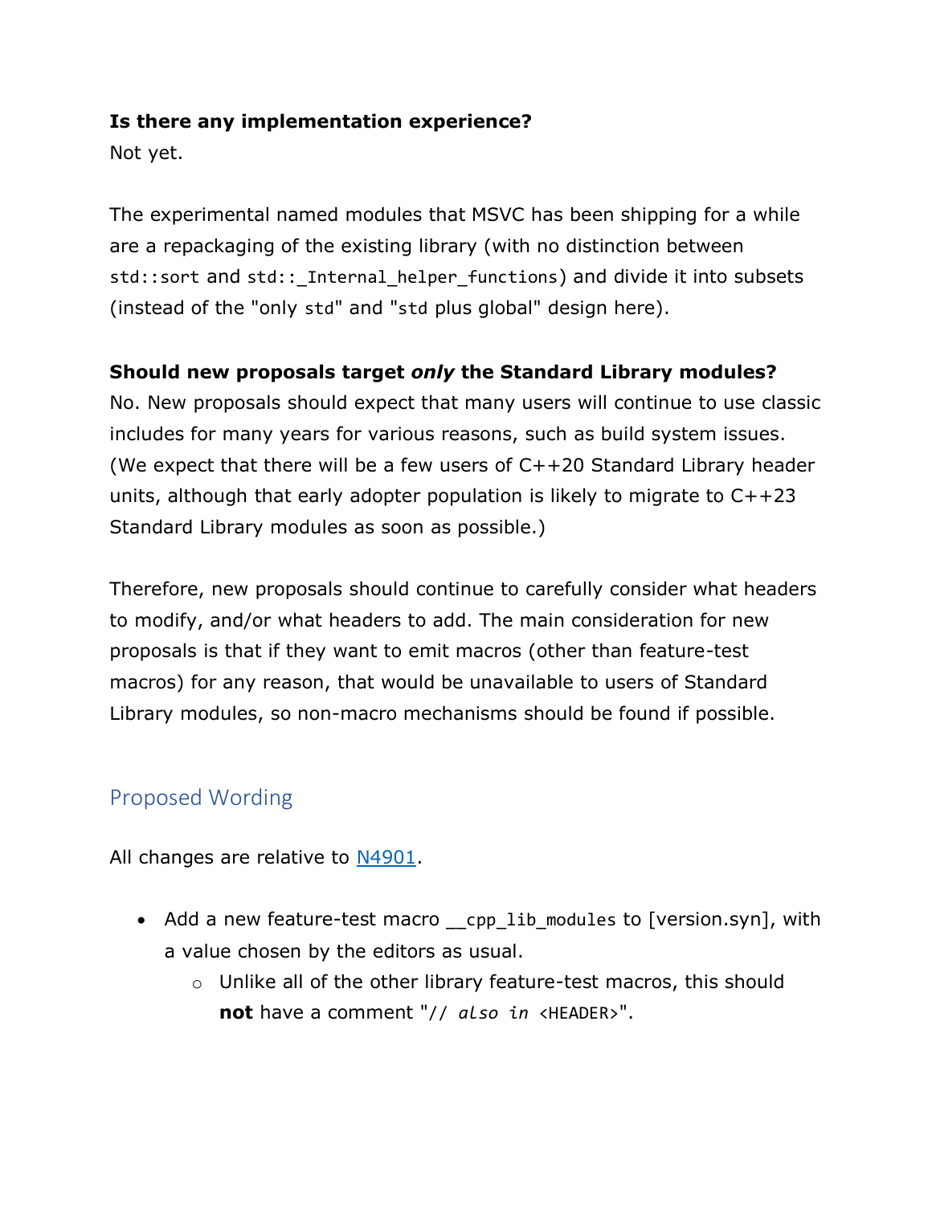**Is there any implementation experience?**

Not yet.

The experimental named modules that MSVC has been shipping for a while are a repackaging of the existing library (with no distinction between `std::sort` and `std::_Internal_helper_functions`) and divide it into subsets (instead of the "only `std`" and "`std` plus global" design here).

**Should new proposals target *only* the Standard Library modules?**

No. New proposals should expect that many users will continue to use classic includes for many years for various reasons, such as build system issues. (We expect that there will be a few users of C++20 Standard Library header units, although that early adopter population is likely to migrate to C++23 Standard Library modules as soon as possible.)

Therefore, new proposals should continue to carefully consider what headers to modify, and/or what headers to add. The main consideration for new proposals is that if they want to emit macros (other than feature-test macros) for any reason, that would be unavailable to users of Standard Library modules, so non-macro mechanisms should be found if possible.

## Proposed Wording

All changes are relative to [N4901](N4901).

- Add a new feature-test macro `__cpp_lib_modules` to [version.syn], with a value chosen by the editors as usual.
  - Unlike all of the other library feature-test macros, this should **not** have a comment "`// also in <HEADER>`".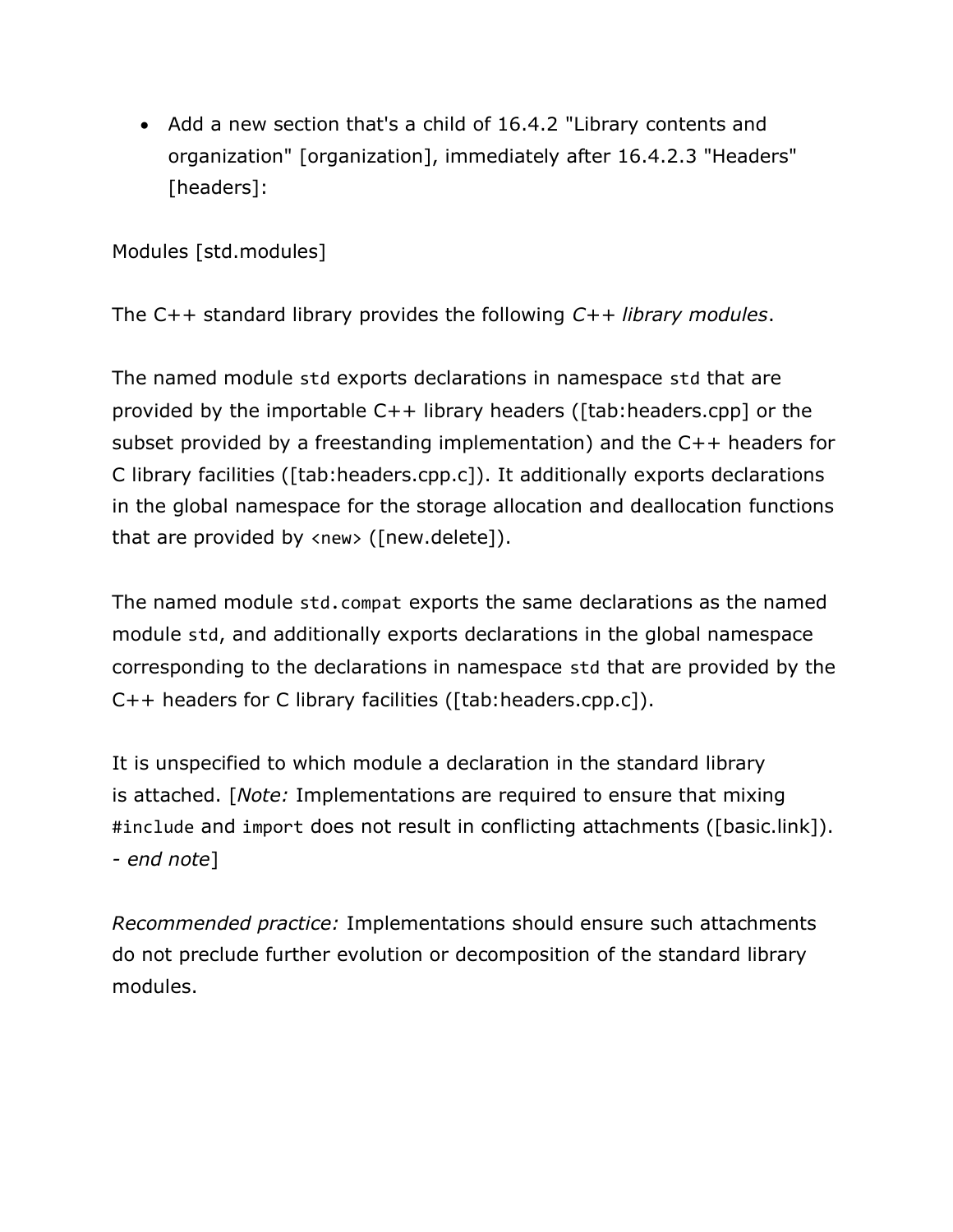- Add a new section that's a child of 16.4.2 "Library contents and organization" [organization], immediately after 16.4.2.3 "Headers" [headers]:

Modules [std.modules]

The C++ standard library provides the following *C++ library modules*.

The named module `std` exports declarations in namespace `std` that are provided by the importable C++ library headers ([tab:headers.cpp] or the subset provided by a freestanding implementation) and the C++ headers for C library facilities ([tab:headers.cpp.c]). It additionally exports declarations in the global namespace for the storage allocation and deallocation functions that are provided by `<new>` ([new.delete]).

The named module `std.compat` exports the same declarations as the named module `std`, and additionally exports declarations in the global namespace corresponding to the declarations in namespace `std` that are provided by the C++ headers for C library facilities ([tab:headers.cpp.c]).

It is unspecified to which module a declaration in the standard library is attached. [*Note:* Implementations are required to ensure that mixing `#include` and `import` does not result in conflicting attachments ([basic.link]). - *end note*]

*Recommended practice:* Implementations should ensure such attachments do not preclude further evolution or decomposition of the standard library modules.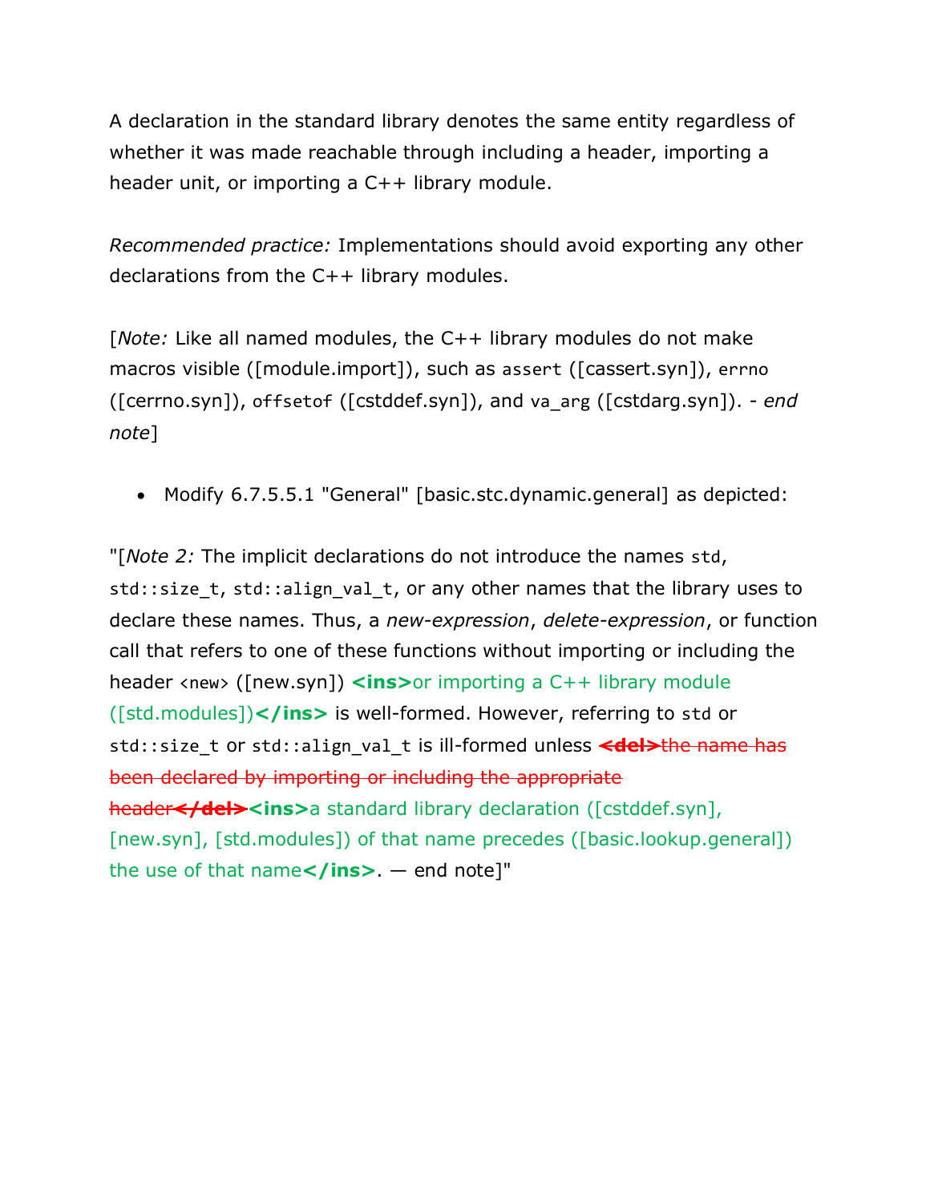A declaration in the standard library denotes the same entity regardless of whether it was made reachable through including a header, importing a header unit, or importing a C++ library module.

*Recommended practice:* Implementations should avoid exporting any other declarations from the C++ library modules.

[*Note:* Like all named modules, the C++ library modules do not make macros visible ([module.import]), such as `assert` ([cassert.syn]), `errno` ([cerrno.syn]), `offsetof` ([cstddef.syn]), and `va_arg` ([cstdarg.syn]). *- end note*]

- Modify 6.7.5.5.1 "General" [basic.stc.dynamic.general] as depicted:

"[*Note 2:* The implicit declarations do not introduce the names `std`, `std::size_t`, `std::align_val_t`, or any other names that the library uses to declare these names. Thus, a *new-expression*, *delete-expression*, or function call that refers to one of these functions without importing or including the header `<new>` ([new.syn]) **<ins>**or importing a C++ library module ([std.modules])**</ins>** is well-formed. However, referring to `std` or `std::size_t` or `std::align_val_t` is ill-formed unless ~~**<del>**the name has been declared by importing or including the appropriate header**</del>**~~**<ins>**a standard library declaration ([cstddef.syn], [new.syn], [std.modules]) of that name precedes ([basic.lookup.general]) the use of that name**</ins>**. — end note]"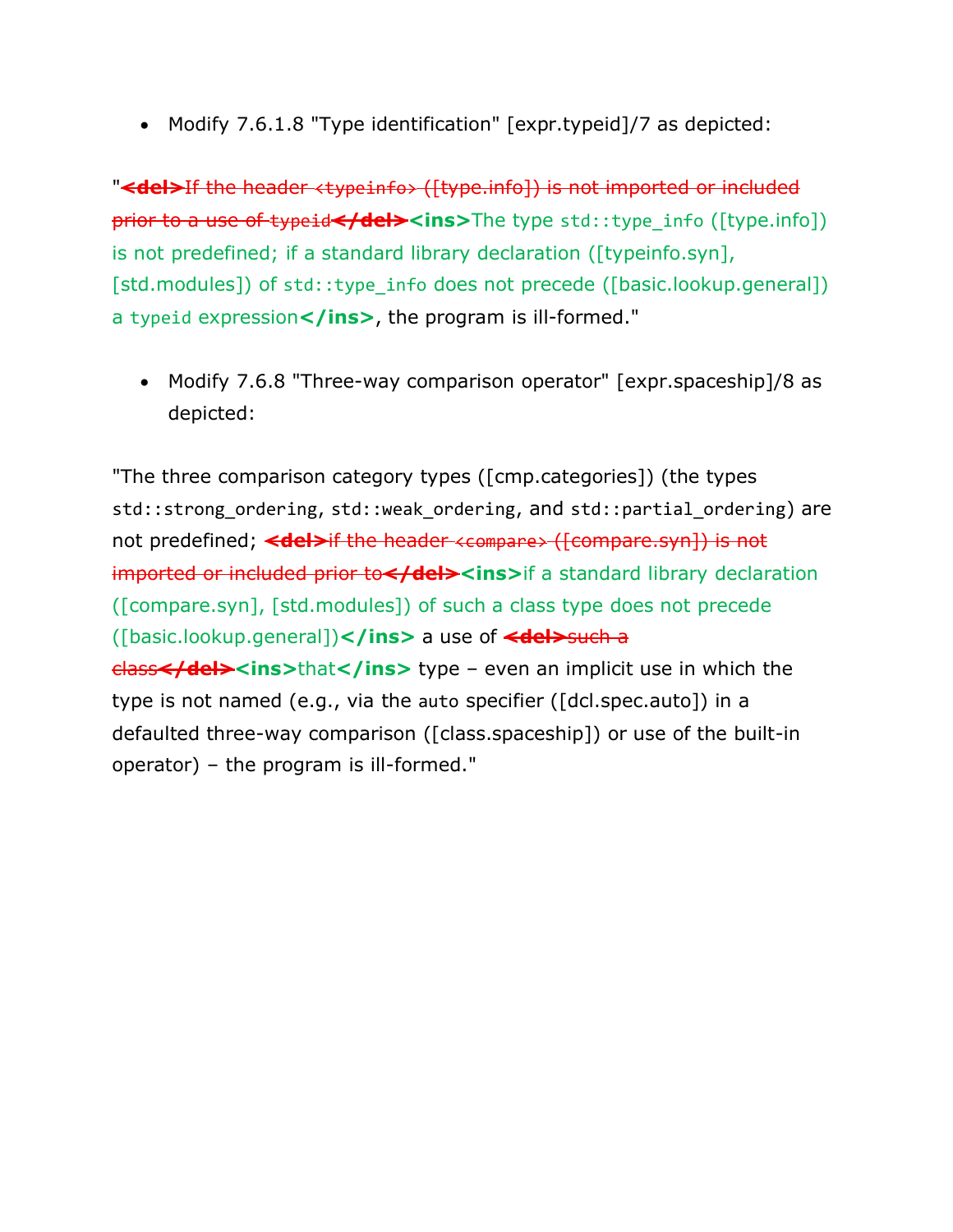- Modify 7.6.1.8 "Type identification" [expr.typeid]/7 as depicted:

"<del>If the header `<typeinfo>` ([type.info]) is not imported or included prior to a use of `typeid`</del><ins>The type `std::type_info` ([type.info]) is not predefined; if a standard library declaration ([typeinfo.syn], [std.modules]) of `std::type_info` does not precede ([basic.lookup.general]) a `typeid` expression</ins>, the program is ill-formed."

- Modify 7.6.8 "Three-way comparison operator" [expr.spaceship]/8 as depicted:

"The three comparison category types ([cmp.categories]) (the types `std::strong_ordering`, `std::weak_ordering`, and `std::partial_ordering`) are not predefined; <del>if the header `<compare>` ([compare.syn]) is not imported or included prior to</del><ins>if a standard library declaration ([compare.syn], [std.modules]) of such a class type does not precede ([basic.lookup.general])</ins> a use of <del>such a class</del><ins>that</ins> type – even an implicit use in which the type is not named (e.g., via the `auto` specifier ([dcl.spec.auto]) in a defaulted three-way comparison ([class.spaceship]) or use of the built-in operator) – the program is ill-formed."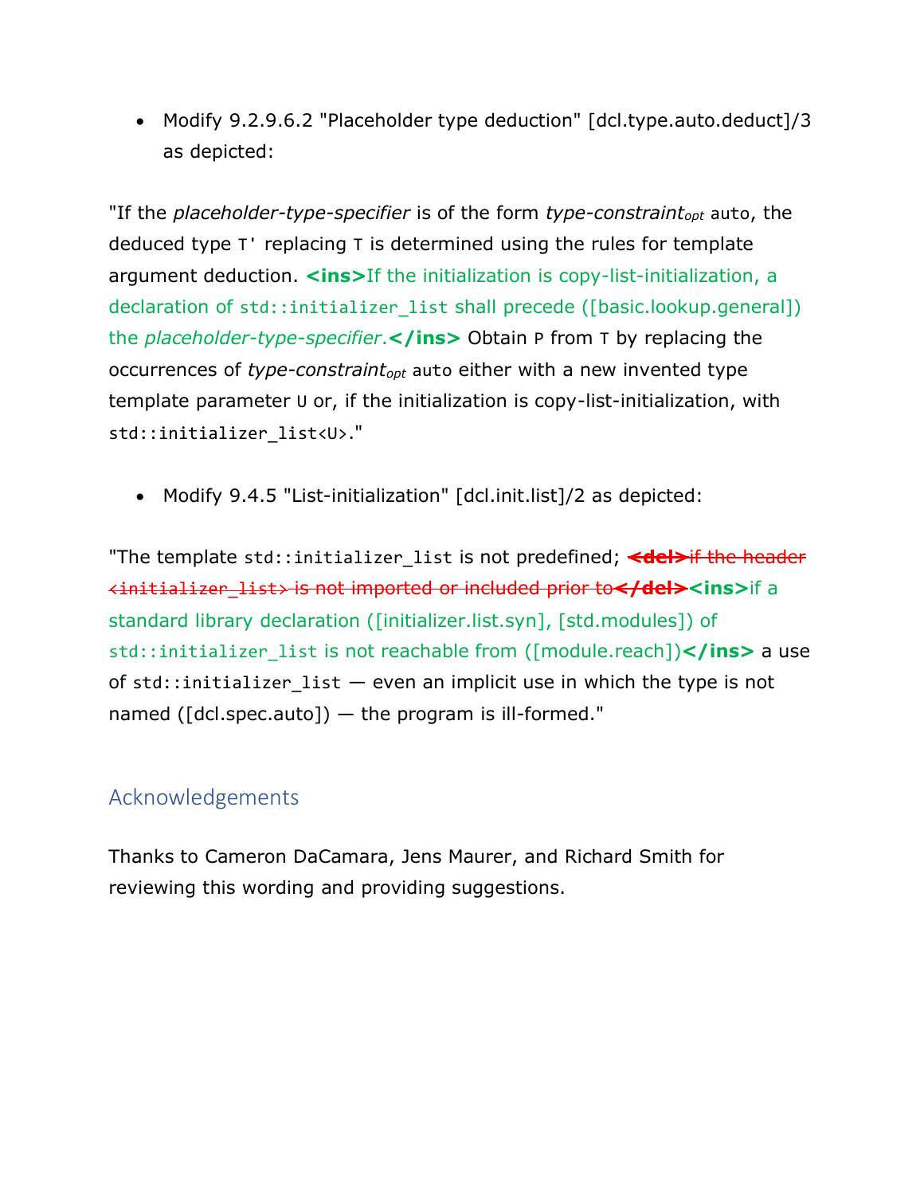- Modify 9.2.9.6.2 "Placeholder type deduction" [dcl.type.auto.deduct]/3 as depicted:

"If the *placeholder-type-specifier* is of the form *type-constraint*$_{opt}$ `auto`, the deduced type `T'` replacing `T` is determined using the rules for template argument deduction. **<ins>**If the initialization is copy-list-initialization, a declaration of `std::initializer_list` shall precede ([basic.lookup.general]) the *placeholder-type-specifier*.**</ins>** Obtain `P` from `T` by replacing the occurrences of *type-constraint*$_{opt}$ `auto` either with a new invented type template parameter `U` or, if the initialization is copy-list-initialization, with `std::initializer_list<U>`."

- Modify 9.4.5 "List-initialization" [dcl.init.list]/2 as depicted:

"The template `std::initializer_list` is not predefined; **<del>**~~if the header `<initializer_list>` is not imported or included prior to~~**</del><ins>**if a standard library declaration ([initializer.list.syn], [std.modules]) of `std::initializer_list` is not reachable from ([module.reach])**</ins>** a use of `std::initializer_list` — even an implicit use in which the type is not named ([dcl.spec.auto]) — the program is ill-formed."

## Acknowledgements

Thanks to Cameron DaCamara, Jens Maurer, and Richard Smith for reviewing this wording and providing suggestions.